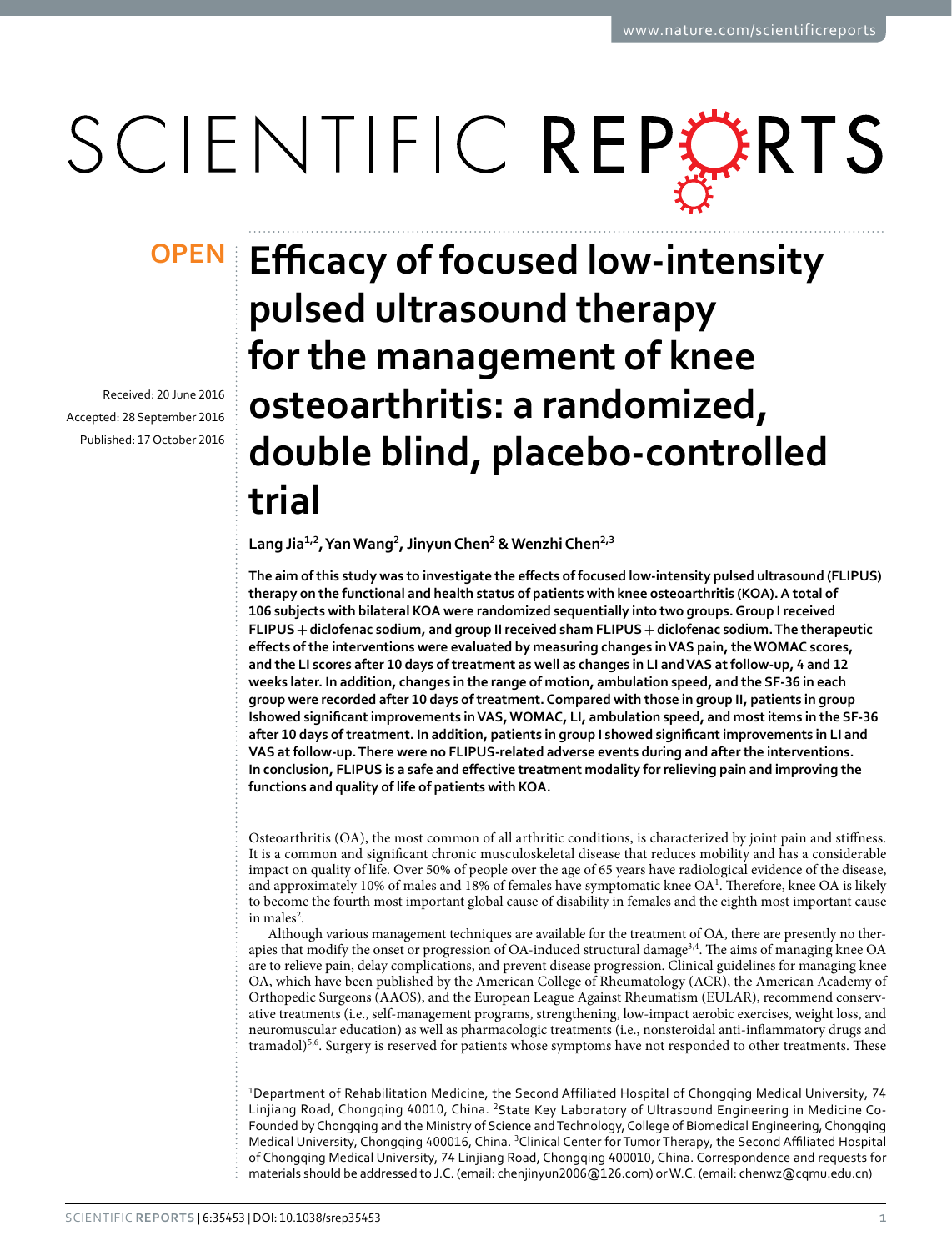**OPEN**

# Efficacy of focused low-intensity pulsed ultrasound therapy for the management of knee osteoarthritis: a randomized, double blind, placebo-controlled trial

Received: 20 June 2016
Accepted: 28 September 2016
Published: 17 October 2016

**Lang Jia[1,2], Yan Wang[2], Jinyun Chen[2] & Wenzhi Chen[2,3]**

**The aim of this study was to investigate the effects of focused low-intensity pulsed ultrasound (FLIPUS) therapy on the functional and health status of patients with knee osteoarthritis (KOA). A total of 106 subjects with bilateral KOA were randomized sequentially into two groups. Group I received FLIPUS + diclofenac sodium, and group II received sham FLIPUS + diclofenac sodium. The therapeutic effects of the interventions were evaluated by measuring changes in VAS pain, the WOMAC scores, and the LI scores after 10 days of treatment as well as changes in LI and VAS at follow-up, 4 and 12 weeks later. In addition, changes in the range of motion, ambulation speed, and the SF-36 in each group were recorded after 10 days of treatment. Compared with those in group II, patients in group Ishowed significant improvements in VAS, WOMAC, LI, ambulation speed, and most items in the SF-36 after 10 days of treatment. In addition, patients in group I showed significant improvements in LI and VAS at follow-up. There were no FLIPUS-related adverse events during and after the interventions. In conclusion, FLIPUS is a safe and effective treatment modality for relieving pain and improving the functions and quality of life of patients with KOA.**

Osteoarthritis (OA), the most common of all arthritic conditions, is characterized by joint pain and stiffness. It is a common and significant chronic musculoskeletal disease that reduces mobility and has a considerable impact on quality of life. Over 50% of people over the age of 65 years have radiological evidence of the disease, and approximately 10% of males and 18% of females have symptomatic knee OA[1]. Therefore, knee OA is likely to become the fourth most important global cause of disability in females and the eighth most important cause in males[2].

Although various management techniques are available for the treatment of OA, there are presently no therapies that modify the onset or progression of OA-induced structural damage[3,4]. The aims of managing knee OA are to relieve pain, delay complications, and prevent disease progression. Clinical guidelines for managing knee OA, which have been published by the American College of Rheumatology (ACR), the American Academy of Orthopedic Surgeons (AAOS), and the European League Against Rheumatism (EULAR), recommend conservative treatments (i.e., self-management programs, strengthening, low-impact aerobic exercises, weight loss, and neuromuscular education) as well as pharmacologic treatments (i.e., nonsteroidal anti-inflammatory drugs and tramadol)[5,6]. Surgery is reserved for patients whose symptoms have not responded to other treatments. These

[1]Department of Rehabilitation Medicine, the Second Affiliated Hospital of Chongqing Medical University, 74 Linjiang Road, Chongqing 40010, China. [2]State Key Laboratory of Ultrasound Engineering in Medicine Co-Founded by Chongqing and the Ministry of Science and Technology, College of Biomedical Engineering, Chongqing Medical University, Chongqing 400016, China. [3]Clinical Center for Tumor Therapy, the Second Affiliated Hospital of Chongqing Medical University, 74 Linjiang Road, Chongqing 400010, China. Correspondence and requests for materials should be addressed to J.C. (email: chenjinyun2006@126.com) or W.C. (email: chenwz@cqmu.edu.cn)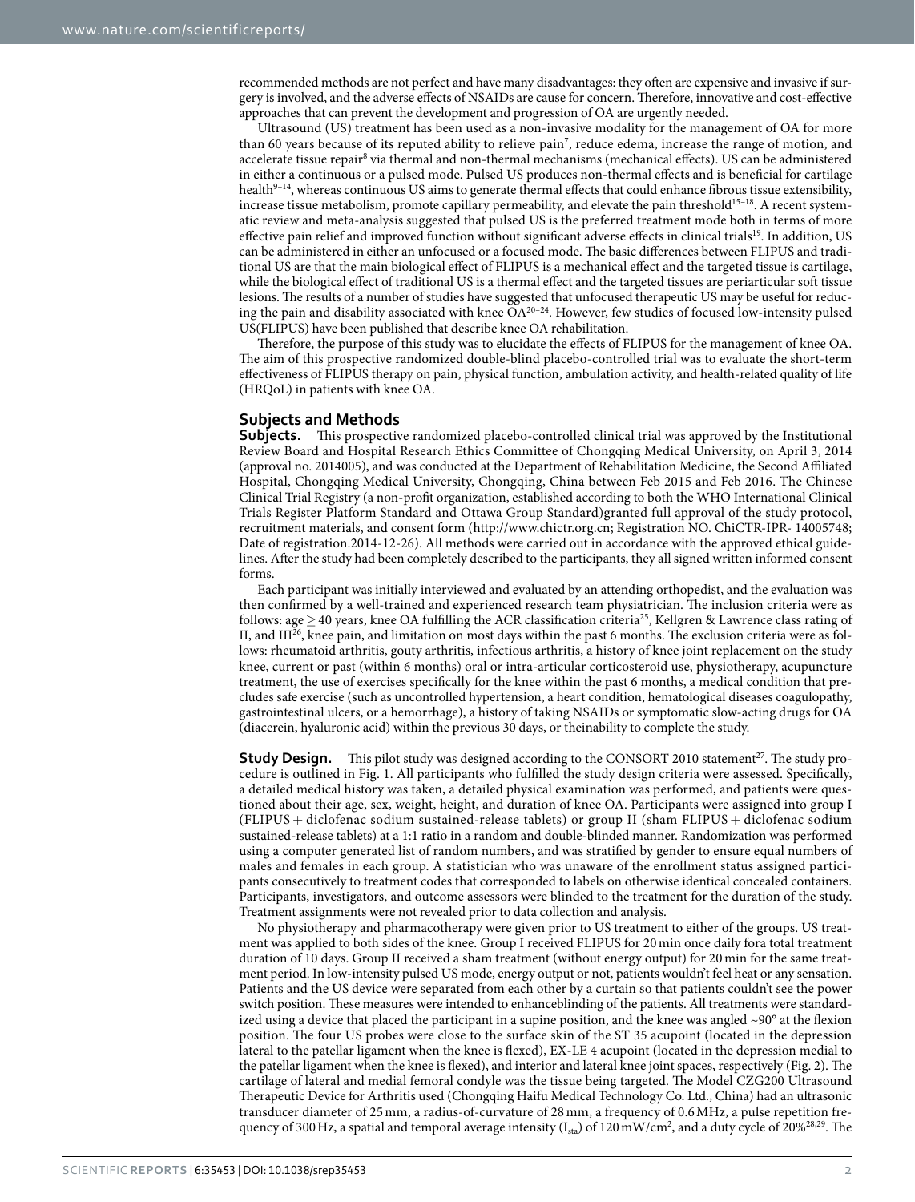recommended methods are not perfect and have many disadvantages: they often are expensive and invasive if surgery is involved, and the adverse effects of NSAIDs are cause for concern. Therefore, innovative and cost-effective approaches that can prevent the development and progression of OA are urgently needed.

Ultrasound (US) treatment has been used as a non-invasive modality for the management of OA for more than 60 years because of its reputed ability to relieve pain[7], reduce edema, increase the range of motion, and accelerate tissue repair[8] via thermal and non-thermal mechanisms (mechanical effects). US can be administered in either a continuous or a pulsed mode. Pulsed US produces non-thermal effects and is beneficial for cartilage health[9–14], whereas continuous US aims to generate thermal effects that could enhance fibrous tissue extensibility, increase tissue metabolism, promote capillary permeability, and elevate the pain threshold[15–18]. A recent systematic review and meta-analysis suggested that pulsed US is the preferred treatment mode both in terms of more effective pain relief and improved function without significant adverse effects in clinical trials[19]. In addition, US can be administered in either an unfocused or a focused mode. The basic differences between FLIPUS and traditional US are that the main biological effect of FLIPUS is a mechanical effect and the targeted tissue is cartilage, while the biological effect of traditional US is a thermal effect and the targeted tissues are periarticular soft tissue lesions. The results of a number of studies have suggested that unfocused therapeutic US may be useful for reducing the pain and disability associated with knee OA[20–24]. However, few studies of focused low-intensity pulsed US(FLIPUS) have been published that describe knee OA rehabilitation.

Therefore, the purpose of this study was to elucidate the effects of FLIPUS for the management of knee OA. The aim of this prospective randomized double-blind placebo-controlled trial was to evaluate the short-term effectiveness of FLIPUS therapy on pain, physical function, ambulation activity, and health-related quality of life (HRQoL) in patients with knee OA.

## Subjects and Methods

**Subjects.** This prospective randomized placebo-controlled clinical trial was approved by the Institutional Review Board and Hospital Research Ethics Committee of Chongqing Medical University, on April 3, 2014 (approval no. 2014005), and was conducted at the Department of Rehabilitation Medicine, the Second Affiliated Hospital, Chongqing Medical University, Chongqing, China between Feb 2015 and Feb 2016. The Chinese Clinical Trial Registry (a non-profit organization, established according to both the WHO International Clinical Trials Register Platform Standard and Ottawa Group Standard)granted full approval of the study protocol, recruitment materials, and consent form (http://www.chictr.org.cn; Registration NO. ChiCTR-IPR- 14005748; Date of registration.2014-12-26). All methods were carried out in accordance with the approved ethical guidelines. After the study had been completely described to the participants, they all signed written informed consent forms.

Each participant was initially interviewed and evaluated by an attending orthopedist, and the evaluation was then confirmed by a well-trained and experienced research team physiatrician. The inclusion criteria were as follows: age ≥ 40 years, knee OA fulfilling the ACR classification criteria[25], Kellgren & Lawrence class rating of II, and III[26], knee pain, and limitation on most days within the past 6 months. The exclusion criteria were as follows: rheumatoid arthritis, gouty arthritis, infectious arthritis, a history of knee joint replacement on the study knee, current or past (within 6 months) oral or intra-articular corticosteroid use, physiotherapy, acupuncture treatment, the use of exercises specifically for the knee within the past 6 months, a medical condition that precludes safe exercise (such as uncontrolled hypertension, a heart condition, hematological diseases coagulopathy, gastrointestinal ulcers, or a hemorrhage), a history of taking NSAIDs or symptomatic slow-acting drugs for OA (diacerein, hyaluronic acid) within the previous 30 days, or theinability to complete the study.

**Study Design.** This pilot study was designed according to the CONSORT 2010 statement[27]. The study procedure is outlined in Fig. 1. All participants who fulfilled the study design criteria were assessed. Specifically, a detailed medical history was taken, a detailed physical examination was performed, and patients were questioned about their age, sex, weight, height, and duration of knee OA. Participants were assigned into group I (FLIPUS + diclofenac sodium sustained-release tablets) or group II (sham FLIPUS + diclofenac sodium sustained-release tablets) at a 1:1 ratio in a random and double-blinded manner. Randomization was performed using a computer generated list of random numbers, and was stratified by gender to ensure equal numbers of males and females in each group. A statistician who was unaware of the enrollment status assigned participants consecutively to treatment codes that corresponded to labels on otherwise identical concealed containers. Participants, investigators, and outcome assessors were blinded to the treatment for the duration of the study. Treatment assignments were not revealed prior to data collection and analysis.

No physiotherapy and pharmacotherapy were given prior to US treatment to either of the groups. US treatment was applied to both sides of the knee. Group I received FLIPUS for 20 min once daily fora total treatment duration of 10 days. Group II received a sham treatment (without energy output) for 20 min for the same treatment period. In low-intensity pulsed US mode, energy output or not, patients wouldn't feel heat or any sensation. Patients and the US device were separated from each other by a curtain so that patients couldn't see the power switch position. These measures were intended to enhanceblinding of the patients. All treatments were standardized using a device that placed the participant in a supine position, and the knee was angled ~90° at the flexion position. The four US probes were close to the surface skin of the ST 35 acupoint (located in the depression lateral to the patellar ligament when the knee is flexed), EX-LE 4 acupoint (located in the depression medial to the patellar ligament when the knee is flexed), and interior and lateral knee joint spaces, respectively (Fig. 2). The cartilage of lateral and medial femoral condyle was the tissue being targeted. The Model CZG200 Ultrasound Therapeutic Device for Arthritis used (Chongqing Haifu Medical Technology Co. Ltd., China) had an ultrasonic transducer diameter of 25 mm, a radius-of-curvature of 28 mm, a frequency of 0.6 MHz, a pulse repetition frequency of 300 Hz, a spatial and temporal average intensity ($I_{sta}$) of 120 mW/cm$^2$, and a duty cycle of 20%[28,29]. The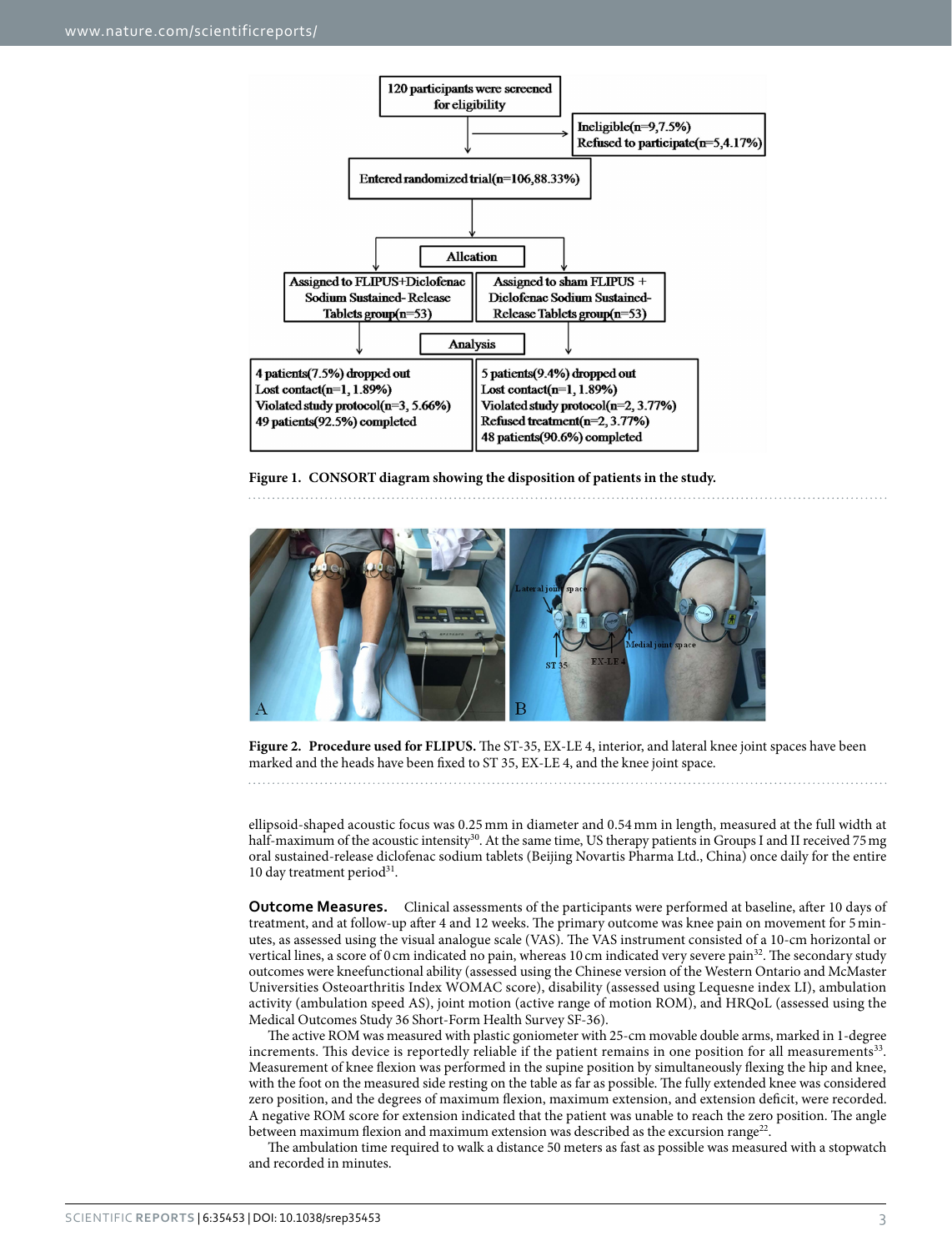Figure 1. CONSORT diagram showing the disposition of patients in the study.

Figure 2. Procedure used for FLIPUS. The ST-35, EX-LE 4, interior, and lateral knee joint spaces have been marked and the heads have been fixed to ST 35, EX-LE 4, and the knee joint space.

ellipsoid-shaped acoustic focus was 0.25 mm in diameter and 0.54 mm in length, measured at the full width at half-maximum of the acoustic intensity[30]. At the same time, US therapy patients in Groups I and II received 75 mg oral sustained-release diclofenac sodium tablets (Beijing Novartis Pharma Ltd., China) once daily for the entire 10 day treatment period[31].

**Outcome Measures.** Clinical assessments of the participants were performed at baseline, after 10 days of treatment, and at follow-up after 4 and 12 weeks. The primary outcome was knee pain on movement for 5 minutes, as assessed using the visual analogue scale (VAS). The VAS instrument consisted of a 10-cm horizontal or vertical lines, a score of 0 cm indicated no pain, whereas 10 cm indicated very severe pain[32]. The secondary study outcomes were kneefunctional ability (assessed using the Chinese version of the Western Ontario and McMaster Universities Osteoarthritis Index WOMAC score), disability (assessed using Lequesne index LI), ambulation activity (ambulation speed AS), joint motion (active range of motion ROM), and HRQoL (assessed using the Medical Outcomes Study 36 Short-Form Health Survey SF-36).

The active ROM was measured with plastic goniometer with 25-cm movable double arms, marked in 1-degree increments. This device is reportedly reliable if the patient remains in one position for all measurements[33]. Measurement of knee flexion was performed in the supine position by simultaneously flexing the hip and knee, with the foot on the measured side resting on the table as far as possible. The fully extended knee was considered zero position, and the degrees of maximum flexion, maximum extension, and extension deficit, were recorded. A negative ROM score for extension indicated that the patient was unable to reach the zero position. The angle between maximum flexion and maximum extension was described as the excursion range[22].

The ambulation time required to walk a distance 50 meters as fast as possible was measured with a stopwatch and recorded in minutes.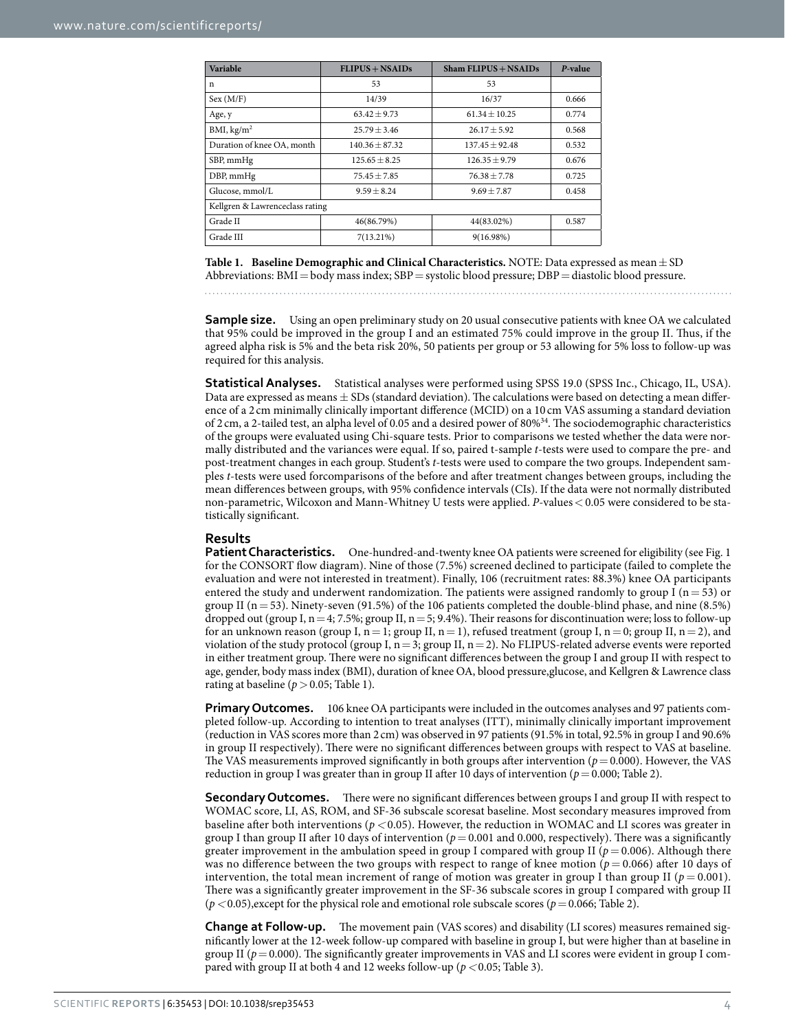| Variable | FLIPUS + NSAIDs | Sham FLIPUS + NSAIDs | *P*-value |
|---|---|---|---|
| n | 53 | 53 | |
| Sex (M/F) | 14/39 | 16/37 | 0.666 |
| Age, y | 63.42 ± 9.73 | 61.34 ± 10.25 | 0.774 |
| BMI, kg/m$^2$ | 25.79 ± 3.46 | 26.17 ± 5.92 | 0.568 |
| Duration of knee OA, month | 140.36 ± 87.32 | 137.45 ± 92.48 | 0.532 |
| SBP, mmHg | 125.65 ± 8.25 | 126.35 ± 9.79 | 0.676 |
| DBP, mmHg | 75.45 ± 7.85 | 76.38 ± 7.78 | 0.725 |
| Glucose, mmol/L | 9.59 ± 8.24 | 9.69 ± 7.87 | 0.458 |
| Kellgren & Lawrenceclass rating | | | |
| Grade II | 46(86.79%) | 44(83.02%) | 0.587 |
| Grade III | 7(13.21%) | 9(16.98%) | |

**Table 1. Baseline Demographic and Clinical Characteristics.** NOTE: Data expressed as mean ± SD Abbreviations: BMI = body mass index; SBP = systolic blood pressure; DBP = diastolic blood pressure.

**Sample size.** Using an open preliminary study on 20 usual consecutive patients with knee OA we calculated that 95% could be improved in the group I and an estimated 75% could improve in the group II. Thus, if the agreed alpha risk is 5% and the beta risk 20%, 50 patients per group or 53 allowing for 5% loss to follow-up was required for this analysis.

**Statistical Analyses.** Statistical analyses were performed using SPSS 19.0 (SPSS Inc., Chicago, IL, USA). Data are expressed as means ± SDs (standard deviation). The calculations were based on detecting a mean difference of a 2 cm minimally clinically important difference (MCID) on a 10 cm VAS assuming a standard deviation of 2 cm, a 2-tailed test, an alpha level of 0.05 and a desired power of 80%[34]. The sociodemographic characteristics of the groups were evaluated using Chi-square tests. Prior to comparisons we tested whether the data were normally distributed and the variances were equal. If so, paired t-sample *t*-tests were used to compare the pre- and post-treatment changes in each group. Student's *t*-tests were used to compare the two groups. Independent samples *t*-tests were used forcomparisons of the before and after treatment changes between groups, including the mean differences between groups, with 95% confidence intervals (CIs). If the data were not normally distributed non-parametric, Wilcoxon and Mann-Whitney U tests were applied. *P*-values < 0.05 were considered to be statistically significant.

## Results

**Patient Characteristics.** One-hundred-and-twenty knee OA patients were screened for eligibility (see Fig. 1 for the CONSORT flow diagram). Nine of those (7.5%) screened declined to participate (failed to complete the evaluation and were not interested in treatment). Finally, 106 (recruitment rates: 88.3%) knee OA participants entered the study and underwent randomization. The patients were assigned randomly to group I (n = 53) or group II (n = 53). Ninety-seven (91.5%) of the 106 patients completed the double-blind phase, and nine (8.5%) dropped out (group I, n = 4; 7.5%; group II, n = 5; 9.4%). Their reasons for discontinuation were; loss to follow-up for an unknown reason (group I, n = 1; group II, n = 1), refused treatment (group I, n = 0; group II, n = 2), and violation of the study protocol (group I, n = 3; group II, n = 2). No FLIPUS-related adverse events were reported in either treatment group. There were no significant differences between the group I and group II with respect to age, gender, body mass index (BMI), duration of knee OA, blood pressure,glucose, and Kellgren & Lawrence class rating at baseline ($p > 0.05$; Table 1).

**Primary Outcomes.** 106 knee OA participants were included in the outcomes analyses and 97 patients completed follow-up. According to intention to treat analyses (ITT), minimally clinically important improvement (reduction in VAS scores more than 2 cm) was observed in 97 patients (91.5% in total, 92.5% in group I and 90.6% in group II respectively). There were no significant differences between groups with respect to VAS at baseline. The VAS measurements improved significantly in both groups after intervention ($p = 0.000$). However, the VAS reduction in group I was greater than in group II after 10 days of intervention ($p = 0.000$; Table 2).

**Secondary Outcomes.** There were no significant differences between groups I and group II with respect to WOMAC score, LI, AS, ROM, and SF-36 subscale scoresat baseline. Most secondary measures improved from baseline after both interventions ($p < 0.05$). However, the reduction in WOMAC and LI scores was greater in group I than group II after 10 days of intervention ($p = 0.001$ and 0.000, respectively). There was a significantly greater improvement in the ambulation speed in group I compared with group II ($p = 0.006$). Although there was no difference between the two groups with respect to range of knee motion ($p = 0.066$) after 10 days of intervention, the total mean increment of range of motion was greater in group I than group II ($p = 0.001$). There was a significantly greater improvement in the SF-36 subscale scores in group I compared with group II ($p < 0.05$),except for the physical role and emotional role subscale scores ($p = 0.066$; Table 2).

**Change at Follow-up.** The movement pain (VAS scores) and disability (LI scores) measures remained significantly lower at the 12-week follow-up compared with baseline in group I, but were higher than at baseline in group II ($p = 0.000$). The significantly greater improvements in VAS and LI scores were evident in group I compared with group II at both 4 and 12 weeks follow-up ($p < 0.05$; Table 3).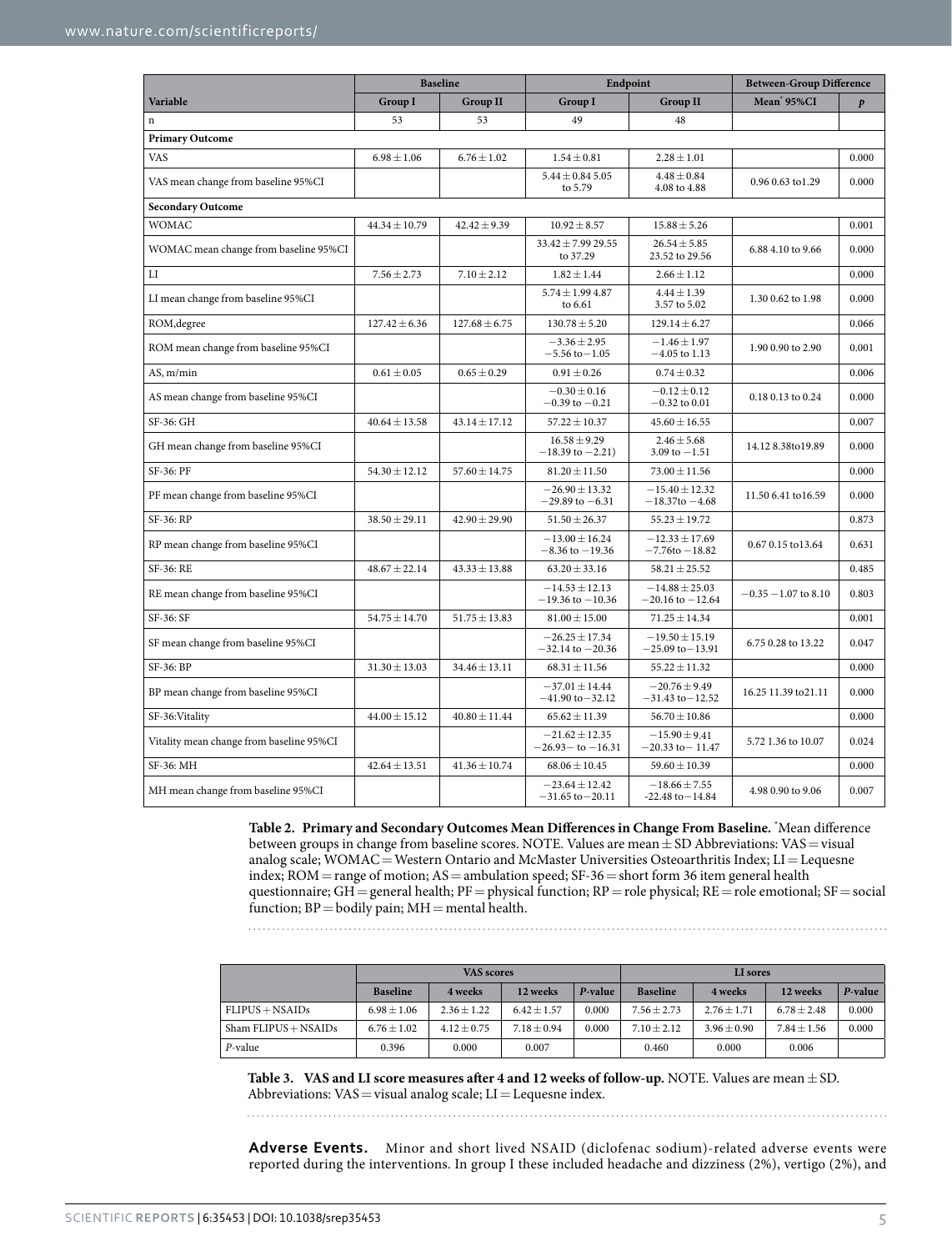| Variable | Baseline | | Endpoint | | Between-Group Difference | |
|---|---|---|---|---|---|---|
| | Group I | Group II | Group I | Group II | Mean* 95%CI | *p* |
| n | 53 | 53 | 49 | 48 | | |
| **Primary Outcome** | | | | | | |
| VAS | 6.98 ± 1.06 | 6.76 ± 1.02 | 1.54 ± 0.81 | 2.28 ± 1.01 | | 0.000 |
| VAS mean change from baseline 95%CI | | | 5.44 ± 0.84 5.05 to 5.79 | 4.48 ± 0.84 4.08 to 4.88 | 0.96 0.63 to1.29 | 0.000 |
| **Secondary Outcome** | | | | | | |
| WOMAC | 44.34 ± 10.79 | 42.42 ± 9.39 | 10.92 ± 8.57 | 15.88 ± 5.26 | | 0.001 |
| WOMAC mean change from baseline 95%CI | | | 33.42 ± 7.99 29.55 to 37.29 | 26.54 ± 5.85 23.52 to 29.56 | 6.88 4.10 to 9.66 | 0.000 |
| LI | 7.56 ± 2.73 | 7.10 ± 2.12 | 1.82 ± 1.44 | 2.66 ± 1.12 | | 0.000 |
| LI mean change from baseline 95%CI | | | 5.74 ± 1.99 4.87 to 6.61 | 4.44 ± 1.39 3.57 to 5.02 | 1.30 0.62 to 1.98 | 0.000 |
| ROM,degree | 127.42 ± 6.36 | 127.68 ± 6.75 | 130.78 ± 5.20 | 129.14 ± 6.27 | | 0.066 |
| ROM mean change from baseline 95%CI | | | −3.36 ± 2.95 −5.56 to−1.05 | −1.46 ± 1.97 −4.05 to 1.13 | 1.90 0.90 to 2.90 | 0.001 |
| AS, m/min | 0.61 ± 0.05 | 0.65 ± 0.29 | 0.91 ± 0.26 | 0.74 ± 0.32 | | 0.006 |
| AS mean change from baseline 95%CI | | | −0.30 ± 0.16 −0.39 to −0.21 | −0.12 ± 0.12 −0.32 to 0.01 | 0.18 0.13 to 0.24 | 0.000 |
| SF-36: GH | 40.64 ± 13.58 | 43.14 ± 17.12 | 57.22 ± 10.37 | 45.60 ± 16.55 | | 0.007 |
| GH mean change from baseline 95%CI | | | 16.58 ± 9.29 −18.39 to −2.21) | 2.46 ± 5.68 3.09 to −1.51 | 14.12 8.38to19.89 | 0.000 |
| SF-36: PF | 54.30 ± 12.12 | 57.60 ± 14.75 | 81.20 ± 11.50 | 73.00 ± 11.56 | | 0.000 |
| PF mean change from baseline 95%CI | | | −26.90 ± 13.32 −29.89 to −6.31 | −15.40 ± 12.32 −18.37to −4.68 | 11.50 6.41 to16.59 | 0.000 |
| SF-36: RP | 38.50 ± 29.11 | 42.90 ± 29.90 | 51.50 ± 26.37 | 55.23 ± 19.72 | | 0.873 |
| RP mean change from baseline 95%CI | | | −13.00 ± 16.24 −8.36 to −19.36 | −12.33 ± 17.69 −7.76to −18.82 | 0.67 0.15 to13.64 | 0.631 |
| SF-36: RE | 48.67 ± 22.14 | 43.33 ± 13.88 | 63.20 ± 33.16 | 58.21 ± 25.52 | | 0.485 |
| RE mean change from baseline 95%CI | | | −14.53 ± 12.13 −19.36 to −10.36 | −14.88 ± 25.03 −20.16 to −12.64 | −0.35 −1.07 to 8.10 | 0.803 |
| SF-36: SF | 54.75 ± 14.70 | 51.75 ± 13.83 | 81.00 ± 15.00 | 71.25 ± 14.34 | | 0.001 |
| SF mean change from baseline 95%CI | | | −26.25 ± 17.34 −32.14 to −20.36 | −19.50 ± 15.19 −25.09 to−13.91 | 6.75 0.28 to 13.22 | 0.047 |
| SF-36: BP | 31.30 ± 13.03 | 34.46 ± 13.11 | 68.31 ± 11.56 | 55.22 ± 11.32 | | 0.000 |
| BP mean change from baseline 95%CI | | | −37.01 ± 14.44 −41.90 to−32.12 | −20.76 ± 9.49 −31.43 to−12.52 | 16.25 11.39 to21.11 | 0.000 |
| SF-36:Vitality | 44.00 ± 15.12 | 40.80 ± 11.44 | 65.62 ± 11.39 | 56.70 ± 10.86 | | 0.000 |
| Vitality mean change from baseline 95%CI | | | −21.62 ± 12.35 −26.93− to −16.31 | −15.90 ± 9.41 −20.33 to− 11.47 | 5.72 1.36 to 10.07 | 0.024 |
| SF-36: MH | 42.64 ± 13.51 | 41.36 ± 10.74 | 68.06 ± 10.45 | 59.60 ± 10.39 | | 0.000 |
| MH mean change from baseline 95%CI | | | −23.64 ± 12.42 −31.65 to−20.11 | −18.66 ± 7.55 -22.48 to−14.84 | 4.98 0.90 to 9.06 | 0.007 |

**Table 2. Primary and Secondary Outcomes Mean Differences in Change From Baseline.** *Mean difference between groups in change from baseline scores. NOTE. Values are mean ± SD Abbreviations: VAS = visual analog scale; WOMAC = Western Ontario and McMaster Universities Osteoarthritis Index; LI = Lequesne index; ROM = range of motion; AS = ambulation speed; SF-36 = short form 36 item general health questionnaire; GH = general health; PF = physical function; RP = role physical; RE = role emotional; SF = social function; BP = bodily pain; MH = mental health.

| | VAS scores | | | | LI sores | | | |
|---|---|---|---|---|---|---|---|---|
| | Baseline | 4 weeks | 12 weeks | *P*-value | Baseline | 4 weeks | 12 weeks | *P*-value |
| FLIPUS + NSAIDs | 6.98 ± 1.06 | 2.36 ± 1.22 | 6.42 ± 1.57 | 0.000 | 7.56 ± 2.73 | 2.76 ± 1.71 | 6.78 ± 2.48 | 0.000 |
| Sham FLIPUS + NSAIDs | 6.76 ± 1.02 | 4.12 ± 0.75 | 7.18 ± 0.94 | 0.000 | 7.10 ± 2.12 | 3.96 ± 0.90 | 7.84 ± 1.56 | 0.000 |
| *P*-value | 0.396 | 0.000 | 0.007 | | 0.460 | 0.000 | 0.006 | |

**Table 3. VAS and LI score measures after 4 and 12 weeks of follow-up.** NOTE. Values are mean ± SD. Abbreviations: VAS = visual analog scale; LI = Lequesne index.

**Adverse Events.** Minor and short lived NSAID (diclofenac sodium)-related adverse events were reported during the interventions. In group I these included headache and dizziness (2%), vertigo (2%), and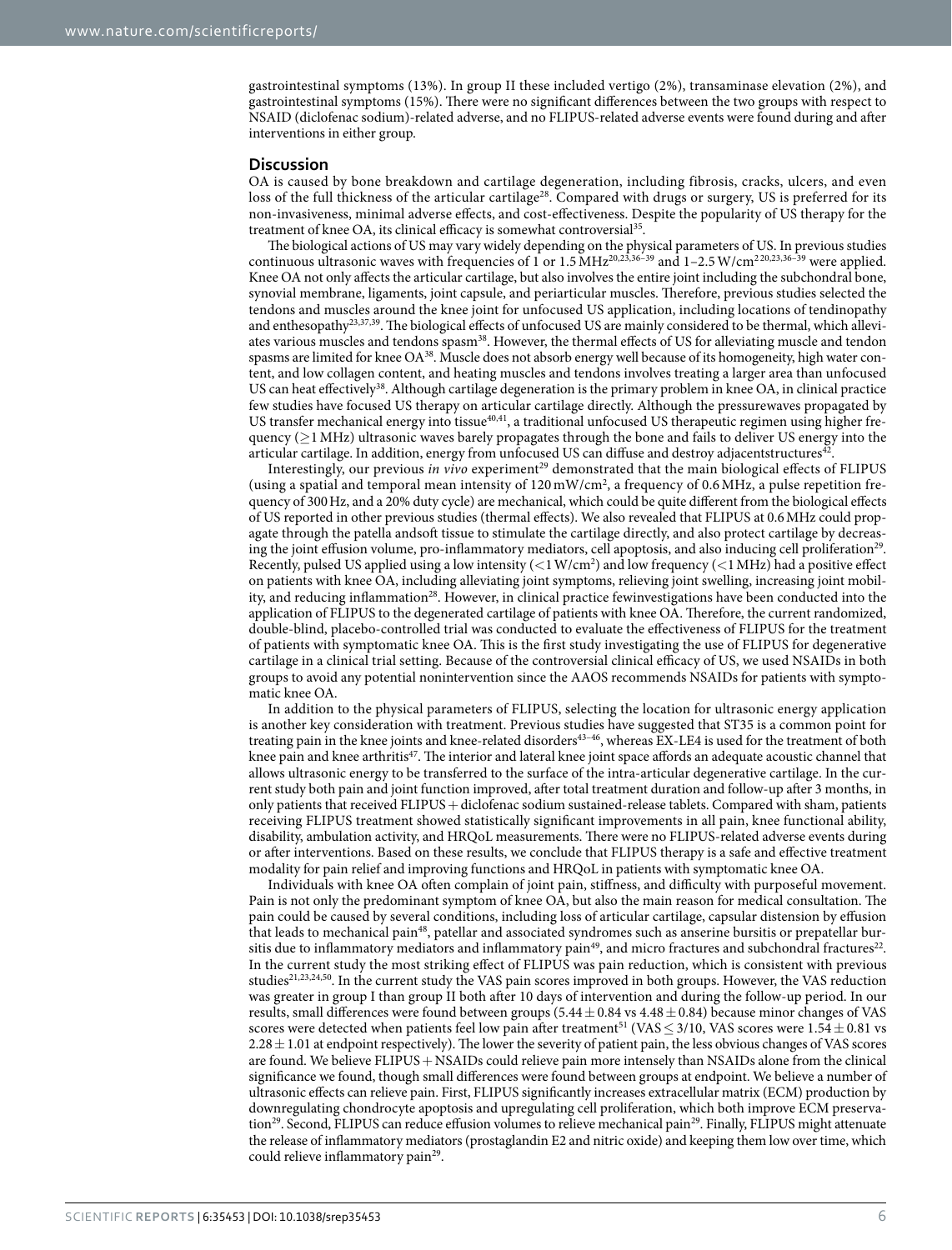gastrointestinal symptoms (13%). In group II these included vertigo (2%), transaminase elevation (2%), and gastrointestinal symptoms (15%). There were no significant differences between the two groups with respect to NSAID (diclofenac sodium)-related adverse, and no FLIPUS-related adverse events were found during and after interventions in either group.

## Discussion

OA is caused by bone breakdown and cartilage degeneration, including fibrosis, cracks, ulcers, and even loss of the full thickness of the articular cartilage[28]. Compared with drugs or surgery, US is preferred for its non-invasiveness, minimal adverse effects, and cost-effectiveness. Despite the popularity of US therapy for the treatment of knee OA, its clinical efficacy is somewhat controversial[35].

The biological actions of US may vary widely depending on the physical parameters of US. In previous studies continuous ultrasonic waves with frequencies of 1 or 1.5 MHz[20,23,36–39] and 1–2.5 W/cm$^2$ [20,23,36–39] were applied. Knee OA not only affects the articular cartilage, but also involves the entire joint including the subchondral bone, synovial membrane, ligaments, joint capsule, and periarticular muscles. Therefore, previous studies selected the tendons and muscles around the knee joint for unfocused US application, including locations of tendinopathy and enthesopathy[23,37,39]. The biological effects of unfocused US are mainly considered to be thermal, which alleviates various muscles and tendons spasm[38]. However, the thermal effects of US for alleviating muscle and tendon spasms are limited for knee OA[38]. Muscle does not absorb energy well because of its homogeneity, high water content, and low collagen content, and heating muscles and tendons involves treating a larger area than unfocused US can heat effectively[38]. Although cartilage degeneration is the primary problem in knee OA, in clinical practice few studies have focused US therapy on articular cartilage directly. Although the pressurewaves propagated by US transfer mechanical energy into tissue[40,41], a traditional unfocused US therapeutic regimen using higher frequency (≥1 MHz) ultrasonic waves barely propagates through the bone and fails to deliver US energy into the articular cartilage. In addition, energy from unfocused US can diffuse and destroy adjacentstructures[42].

Interestingly, our previous *in vivo* experiment[29] demonstrated that the main biological effects of FLIPUS (using a spatial and temporal mean intensity of 120 mW/cm$^2$, a frequency of 0.6 MHz, a pulse repetition frequency of 300 Hz, and a 20% duty cycle) are mechanical, which could be quite different from the biological effects of US reported in other previous studies (thermal effects). We also revealed that FLIPUS at 0.6 MHz could propagate through the patella andsoft tissue to stimulate the cartilage directly, and also protect cartilage by decreasing the joint effusion volume, pro-inflammatory mediators, cell apoptosis, and also inducing cell proliferation[29]. Recently, pulsed US applied using a low intensity (<1 W/cm$^2$) and low frequency (<1 MHz) had a positive effect on patients with knee OA, including alleviating joint symptoms, relieving joint swelling, increasing joint mobility, and reducing inflammation[28]. However, in clinical practice fewinvestigations have been conducted into the application of FLIPUS to the degenerated cartilage of patients with knee OA. Therefore, the current randomized, double-blind, placebo-controlled trial was conducted to evaluate the effectiveness of FLIPUS for the treatment of patients with symptomatic knee OA. This is the first study investigating the use of FLIPUS for degenerative cartilage in a clinical trial setting. Because of the controversial clinical efficacy of US, we used NSAIDs in both groups to avoid any potential nonintervention since the AAOS recommends NSAIDs for patients with symptomatic knee OA.

In addition to the physical parameters of FLIPUS, selecting the location for ultrasonic energy application is another key consideration with treatment. Previous studies have suggested that ST35 is a common point for treating pain in the knee joints and knee-related disorders[43–46], whereas EX-LE4 is used for the treatment of both knee pain and knee arthritis[47]. The interior and lateral knee joint space affords an adequate acoustic channel that allows ultrasonic energy to be transferred to the surface of the intra-articular degenerative cartilage. In the current study both pain and joint function improved, after total treatment duration and follow-up after 3 months, in only patients that received FLIPUS + diclofenac sodium sustained-release tablets. Compared with sham, patients receiving FLIPUS treatment showed statistically significant improvements in all pain, knee functional ability, disability, ambulation activity, and HRQoL measurements. There were no FLIPUS-related adverse events during or after interventions. Based on these results, we conclude that FLIPUS therapy is a safe and effective treatment modality for pain relief and improving functions and HRQoL in patients with symptomatic knee OA.

Individuals with knee OA often complain of joint pain, stiffness, and difficulty with purposeful movement. Pain is not only the predominant symptom of knee OA, but also the main reason for medical consultation. The pain could be caused by several conditions, including loss of articular cartilage, capsular distension by effusion that leads to mechanical pain[48], patellar and associated syndromes such as anserine bursitis or prepatellar bursitis due to inflammatory mediators and inflammatory pain[49], and micro fractures and subchondral fractures[22]. In the current study the most striking effect of FLIPUS was pain reduction, which is consistent with previous studies[21,23,24,50]. In the current study the VAS pain scores improved in both groups. However, the VAS reduction was greater in group I than group II both after 10 days of intervention and during the follow-up period. In our results, small differences were found between groups ($5.44 \pm 0.84$ vs $4.48 \pm 0.84$) because minor changes of VAS scores were detected when patients feel low pain after treatment[51] (VAS ≤ 3/10, VAS scores were $1.54 \pm 0.81$ vs $2.28 \pm 1.01$ at endpoint respectively). The lower the severity of patient pain, the less obvious changes of VAS scores are found. We believe FLIPUS + NSAIDs could relieve pain more intensely than NSAIDs alone from the clinical significance we found, though small differences were found between groups at endpoint. We believe a number of ultrasonic effects can relieve pain. First, FLIPUS significantly increases extracellular matrix (ECM) production by downregulating chondrocyte apoptosis and upregulating cell proliferation, which both improve ECM preservation[29]. Second, FLIPUS can reduce effusion volumes to relieve mechanical pain[29]. Finally, FLIPUS might attenuate the release of inflammatory mediators (prostaglandin E2 and nitric oxide) and keeping them low over time, which could relieve inflammatory pain[29].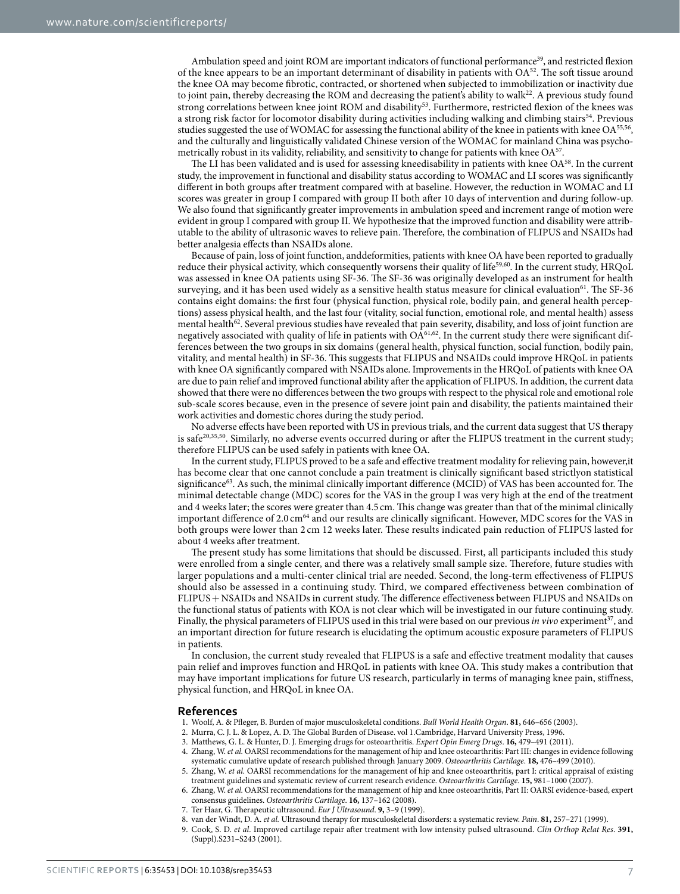Ambulation speed and joint ROM are important indicators of functional performance[39], and restricted flexion of the knee appears to be an important determinant of disability in patients with OA[52]. The soft tissue around the knee OA may become fibrotic, contracted, or shortened when subjected to immobilization or inactivity due to joint pain, thereby decreasing the ROM and decreasing the patient's ability to walk[22]. A previous study found strong correlations between knee joint ROM and disability[53]. Furthermore, restricted flexion of the knees was a strong risk factor for locomotor disability during activities including walking and climbing stairs[54]. Previous studies suggested the use of WOMAC for assessing the functional ability of the knee in patients with knee OA[55,56], and the culturally and linguistically validated Chinese version of the WOMAC for mainland China was psychometrically robust in its validity, reliability, and sensitivity to change for patients with knee OA[57].

The LI has been validated and is used for assessing kneedisability in patients with knee OA[58]. In the current study, the improvement in functional and disability status according to WOMAC and LI scores was significantly different in both groups after treatment compared with at baseline. However, the reduction in WOMAC and LI scores was greater in group I compared with group II both after 10 days of intervention and during follow-up. We also found that significantly greater improvements in ambulation speed and increment range of motion were evident in group I compared with group II. We hypothesize that the improved function and disability were attributable to the ability of ultrasonic waves to relieve pain. Therefore, the combination of FLIPUS and NSAIDs had better analgesia effects than NSAIDs alone.

Because of pain, loss of joint function, anddeformities, patients with knee OA have been reported to gradually reduce their physical activity, which consequently worsens their quality of life[59,60]. In the current study, HRQoL was assessed in knee OA patients using SF-36. The SF-36 was originally developed as an instrument for health surveying, and it has been used widely as a sensitive health status measure for clinical evaluation[61]. The SF-36 contains eight domains: the first four (physical function, physical role, bodily pain, and general health perceptions) assess physical health, and the last four (vitality, social function, emotional role, and mental health) assess mental health[62]. Several previous studies have revealed that pain severity, disability, and loss of joint function are negatively associated with quality of life in patients with OA[61,62]. In the current study there were significant differences between the two groups in six domains (general health, physical function, social function, bodily pain, vitality, and mental health) in SF-36. This suggests that FLIPUS and NSAIDs could improve HRQoL in patients with knee OA significantly compared with NSAIDs alone. Improvements in the HRQoL of patients with knee OA are due to pain relief and improved functional ability after the application of FLIPUS. In addition, the current data showed that there were no differences between the two groups with respect to the physical role and emotional role sub-scale scores because, even in the presence of severe joint pain and disability, the patients maintained their work activities and domestic chores during the study period.

No adverse effects have been reported with US in previous trials, and the current data suggest that US therapy is safe[20,35,50]. Similarly, no adverse events occurred during or after the FLIPUS treatment in the current study; therefore FLIPUS can be used safely in patients with knee OA.

In the current study, FLIPUS proved to be a safe and effective treatment modality for relieving pain, however,it has become clear that one cannot conclude a pain treatment is clinically significant based strictlyon statistical significance[63]. As such, the minimal clinically important difference (MCID) of VAS has been accounted for. The minimal detectable change (MDC) scores for the VAS in the group I was very high at the end of the treatment and 4 weeks later; the scores were greater than 4.5 cm. This change was greater than that of the minimal clinically important difference of 2.0 cm[64] and our results are clinically significant. However, MDC scores for the VAS in both groups were lower than 2 cm 12 weeks later. These results indicated pain reduction of FLIPUS lasted for about 4 weeks after treatment.

The present study has some limitations that should be discussed. First, all participants included this study were enrolled from a single center, and there was a relatively small sample size. Therefore, future studies with larger populations and a multi-center clinical trial are needed. Second, the long-term effectiveness of FLIPUS should also be assessed in a continuing study. Third, we compared effectiveness between combination of FLIPUS + NSAIDs and NSAIDs in current study. The difference effectiveness between FLIPUS and NSAIDs on the functional status of patients with KOA is not clear which will be investigated in our future continuing study. Finally, the physical parameters of FLIPUS used in this trial were based on our previous *in vivo* experiment[37], and an important direction for future research is elucidating the optimum acoustic exposure parameters of FLIPUS in patients.

In conclusion, the current study revealed that FLIPUS is a safe and effective treatment modality that causes pain relief and improves function and HRQoL in patients with knee OA. This study makes a contribution that may have important implications for future US research, particularly in terms of managing knee pain, stiffness, physical function, and HRQoL in knee OA.

## References

1. Woolf, A. & Pfleger, B. Burden of major musculoskeletal conditions. *Bull World Health Organ*. **81,** 646–656 (2003).
2. Murra, C. J. L. & Lopez, A. D. The Global Burden of Disease. vol 1.Cambridge, Harvard University Press, 1996.
3. Matthews, G. L. & Hunter, D. J. Emerging drugs for osteoarthritis. *Expert Opin Emerg Drugs*. **16,** 479–491 (2011).
4. Zhang, W. *et al.* OARSI recommendations for the management of hip and knee osteoarthritis: Part III: changes in evidence following systematic cumulative update of research published through January 2009. *Osteoarthritis Cartilage*. **18,** 476–499 (2010).
5. Zhang, W. *et al.* OARSI recommendations for the management of hip and knee osteoarthritis, part I: critical appraisal of existing treatment guidelines and systematic review of current research evidence. *Osteoarthritis Cartilage*. **15,** 981–1000 (2007).
6. Zhang, W. *et al.* OARSI recommendations for the management of hip and knee osteoarthritis, Part II: OARSI evidence-based, expert consensus guidelines. *Osteoarthritis Cartilage*. **16,** 137–162 (2008).
7. Ter Haar, G. Therapeutic ultrasound. *Eur J Ultrasound*. **9,** 3–9 (1999).
8. van der Windt, D. A. *et al.* Ultrasound therapy for musculoskeletal disorders: a systematic review. *Pain*. **81,** 257–271 (1999).
9. Cook, S. D. *et al.* Improved cartilage repair after treatment with low intensity pulsed ultrasound. *Clin Orthop Relat Res*. **391,** (Suppl.)S231–S243 (2001).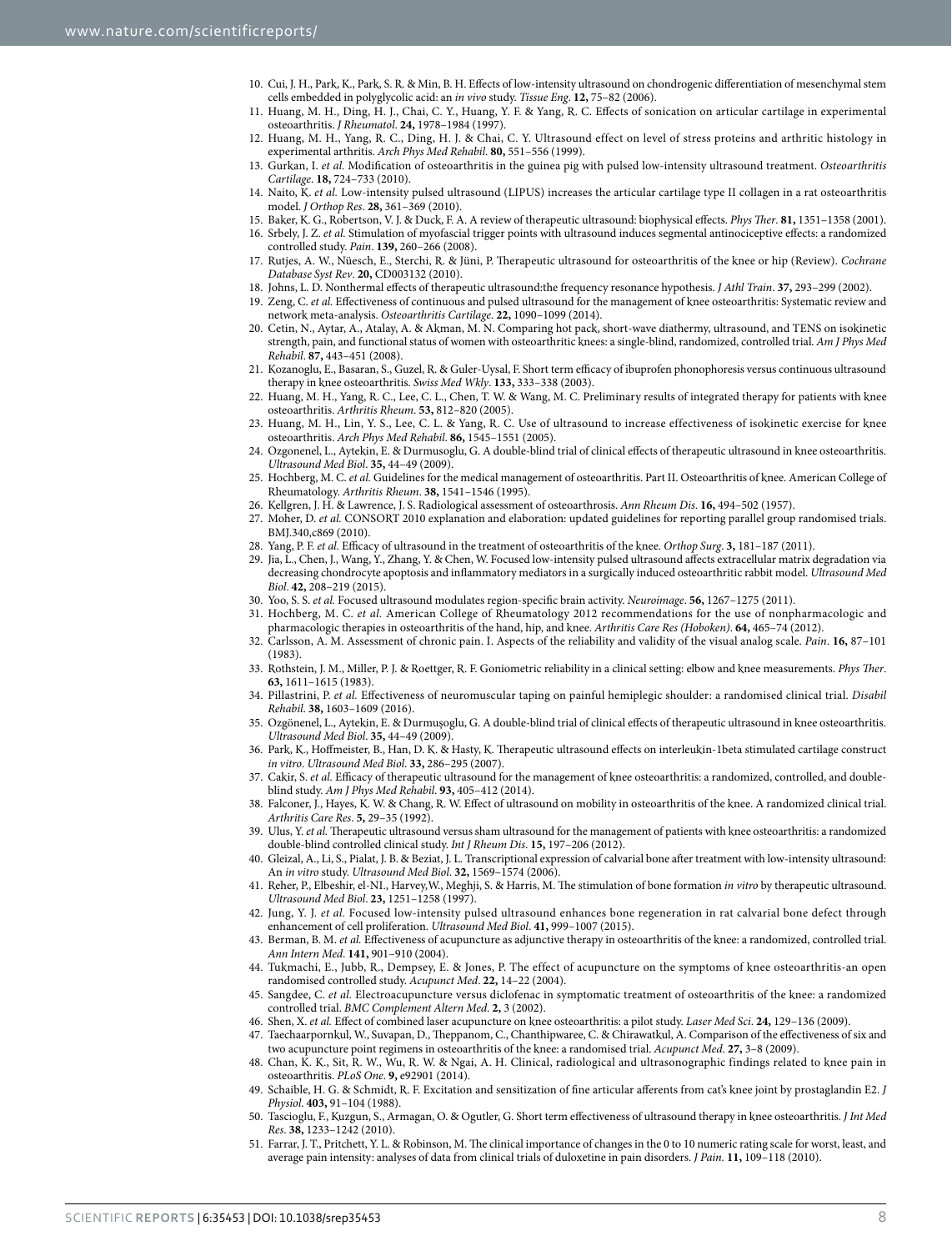10. Cui, J. H., Park, K., Park, S. R. & Min, B. H. Effects of low-intensity ultrasound on chondrogenic differentiation of mesenchymal stem cells embedded in polyglycolic acid: an *in vivo* study. *Tissue Eng*. **12,** 75–82 (2006).
11. Huang, M. H., Ding, H. J., Chai, C. Y., Huang, Y. F. & Yang, R. C. Effects of sonication on articular cartilage in experimental osteoarthritis. *J Rheumatol*. **24,** 1978–1984 (1997).
12. Huang, M. H., Yang, R. C., Ding, H. J. & Chai, C. Y. Ultrasound effect on level of stress proteins and arthritic histology in experimental arthritis. *Arch Phys Med Rehabil*. **80,** 551–556 (1999).
13. Gurkan, I. *et al.* Modification of osteoarthritis in the guinea pig with pulsed low-intensity ultrasound treatment. *Osteoarthritis Cartilage*. **18,** 724–733 (2010).
14. Naito, K. *et al.* Low-intensity pulsed ultrasound (LIPUS) increases the articular cartilage type II collagen in a rat osteoarthritis model. *J Orthop Res*. **28,** 361–369 (2010).
15. Baker, K. G., Robertson, V. J. & Duck, F. A. A review of therapeutic ultrasound: biophysical effects. *Phys Ther*. **81,** 1351–1358 (2001).
16. Srbely, J. Z. *et al.* Stimulation of myofascial trigger points with ultrasound induces segmental antinociceptive effects: a randomized controlled study. *Pain*. **139,** 260–266 (2008).
17. Rutjes, A. W., Nüesch, E., Sterchi, R. & Jüni, P. Therapeutic ultrasound for osteoarthritis of the knee or hip (Review). *Cochrane Database Syst Rev*. **20,** CD003132 (2010).
18. Johns, L. D. Nonthermal effects of therapeutic ultrasound:the frequency resonance hypothesis. *J Athl Train*. **37,** 293–299 (2002).
19. Zeng, C. *et al.* Effectiveness of continuous and pulsed ultrasound for the management of knee osteoarthritis: Systematic review and network meta-analysis. *Osteoarthritis Cartilage*. **22,** 1090–1099 (2014).
20. Cetin, N., Aytar, A., Atalay, A. & Akman, M. N. Comparing hot pack, short-wave diathermy, ultrasound, and TENS on isokinetic strength, pain, and functional status of women with osteoarthritic knees: a single-blind, randomized, controlled trial. *Am J Phys Med Rehabil*. **87,** 443–451 (2008).
21. Kozanoglu, E., Basaran, S., Guzel, R. & Guler-Uysal, F. Short term efficacy of ibuprofen phonophoresis versus continuous ultrasound therapy in knee osteoarthritis. *Swiss Med Wkly*. **133,** 333–338 (2003).
22. Huang, M. H., Yang, R. C., Lee, C. L., Chen, T. W. & Wang, M. C. Preliminary results of integrated therapy for patients with knee osteoarthritis. *Arthritis Rheum*. **53,** 812–820 (2005).
23. Huang, M. H., Lin, Y. S., Lee, C. L. & Yang, R. C. Use of ultrasound to increase effectiveness of isokinetic exercise for knee osteoarthritis. *Arch Phys Med Rehabil*. **86,** 1545–1551 (2005).
24. Ozgonenel, L., Aytekin, E. & Durmusoglu, G. A double-blind trial of clinical effects of therapeutic ultrasound in knee osteoarthritis. *Ultrasound Med Biol*. **35,** 44–49 (2009).
25. Hochberg, M. C. *et al.* Guidelines for the medical management of osteoarthritis. Part II. Osteoarthritis of knee. American College of Rheumatology. *Arthritis Rheum*. **38,** 1541–1546 (1995).
26. Kellgren, J. H. & Lawrence, J. S. Radiological assessment of osteoarthrosis. *Ann Rheum Dis*. **16,** 494–502 (1957).
27. Moher, D. *et al.* CONSORT 2010 explanation and elaboration: updated guidelines for reporting parallel group randomised trials. BMJ.340,c869 (2010).
28. Yang, P. F. *et al.* Efficacy of ultrasound in the treatment of osteoarthritis of the knee. *Orthop Surg*. **3,** 181–187 (2011).
29. Jia, L., Chen, J., Wang, Y., Zhang, Y. & Chen, W. Focused low-intensity pulsed ultrasound affects extracellular matrix degradation via decreasing chondrocyte apoptosis and inflammatory mediators in a surgically induced osteoarthritic rabbit model. *Ultrasound Med Biol*. **42,** 208–219 (2015).
30. Yoo, S. S. *et al.* Focused ultrasound modulates region-specific brain activity. *Neuroimage*. **56,** 1267–1275 (2011).
31. Hochberg, M. C. *et al.* American College of Rheumatology 2012 recommendations for the use of nonpharmacologic and pharmacologic therapies in osteoarthritis of the hand, hip, and knee. *Arthritis Care Res (Hoboken)*. **64,** 465–74 (2012).
32. Carlsson, A. M. Assessment of chronic pain. I. Aspects of the reliability and validity of the visual analog scale. *Pain*. **16,** 87–101 (1983).
33. Rothstein, J. M., Miller, P. J. & Roettger, R. F. Goniometric reliability in a clinical setting: elbow and knee measurements. *Phys Ther*. **63,** 1611–1615 (1983).
34. Pillastrini, P. *et al.* Effectiveness of neuromuscular taping on painful hemiplegic shoulder: a randomised clinical trial. *Disabil Rehabil*. **38,** 1603–1609 (2016).
35. Ozgönenel, L., Aytekin, E. & Durmuşoglu, G. A double-blind trial of clinical effects of therapeutic ultrasound in knee osteoarthritis. *Ultrasound Med Biol*. **35,** 44–49 (2009).
36. Park, K., Hoffmeister, B., Han, D. K. & Hasty, K. Therapeutic ultrasound effects on interleukin-1beta stimulated cartilage construct *in vitro*. *Ultrasound Med Biol*. **33,** 286–295 (2007).
37. Cakir, S. *et al.* Efficacy of therapeutic ultrasound for the management of knee osteoarthritis: a randomized, controlled, and double-blind study. *Am J Phys Med Rehabil*. **93,** 405–412 (2014).
38. Falconer, J., Hayes, K. W. & Chang, R. W. Effect of ultrasound on mobility in osteoarthritis of the knee. A randomized clinical trial. *Arthritis Care Res*. **5,** 29–35 (1992).
39. Ulus, Y. *et al.* Therapeutic ultrasound versus sham ultrasound for the management of patients with knee osteoarthritis: a randomized double-blind controlled clinical study. *Int J Rheum Dis*. **15,** 197–206 (2012).
40. Gleizal, A., Li, S., Pialat, J. B. & Beziat, J. L. Transcriptional expression of calvarial bone after treatment with low-intensity ultrasound: An *in vitro* study. *Ultrasound Med Biol*. **32,** 1569–1574 (2006).
41. Reher, P., Elbeshir, el-NI., Harvey,W., Meghji, S. & Harris, M. The stimulation of bone formation *in vitro* by therapeutic ultrasound. *Ultrasound Med Biol*. **23,** 1251–1258 (1997).
42. Jung, Y. J. *et al.* Focused low-intensity pulsed ultrasound enhances bone regeneration in rat calvarial bone defect through enhancement of cell proliferation. *Ultrasound Med Biol*. **41,** 999–1007 (2015).
43. Berman, B. M. *et al.* Effectiveness of acupuncture as adjunctive therapy in osteoarthritis of the knee: a randomized, controlled trial. *Ann Intern Med*. **141,** 901–910 (2004).
44. Tukmachi, E., Jubb, R., Dempsey, E. & Jones, P. The effect of acupuncture on the symptoms of knee osteoarthritis-an open randomised controlled study. *Acupunct Med*. **22,** 14–22 (2004).
45. Sangdee, C. *et al.* Electroacupuncture versus diclofenac in symptomatic treatment of osteoarthritis of the knee: a randomized controlled trial. *BMC Complement Altern Med*. **2,** 3 (2002).
46. Shen, X. *et al.* Effect of combined laser acupuncture on knee osteoarthritis: a pilot study. *Laser Med Sci*. **24,** 129–136 (2009).
47. Taechaarpornkul, W., Suvapan, D., Theppanom, C., Chanthipwaree, C. & Chirawatkul, A. Comparison of the effectiveness of six and two acupuncture point regimens in osteoarthritis of the knee: a randomised trial. *Acupunct Med*. **27,** 3–8 (2009).
48. Chan, K. K., Sit, R. W., Wu, R. W. & Ngai, A. H. Clinical, radiological and ultrasonographic findings related to knee pain in osteoarthritis. *PLoS One*. **9,** e92901 (2014).
49. Schaible, H. G. & Schmidt, R. F. Excitation and sensitization of fine articular afferents from cat's knee joint by prostaglandin E2. *J Physiol*. **403,** 91–104 (1988).
50. Tascioglu, F., Kuzgun, S., Armagan, O. & Ogutler, G. Short term effectiveness of ultrasound therapy in knee osteoarthritis. *J Int Med Res*. **38,** 1233–1242 (2010).
51. Farrar, J. T., Pritchett, Y. L. & Robinson, M. The clinical importance of changes in the 0 to 10 numeric rating scale for worst, least, and average pain intensity: analyses of data from clinical trials of duloxetine in pain disorders. *J Pain*. **11,** 109–118 (2010).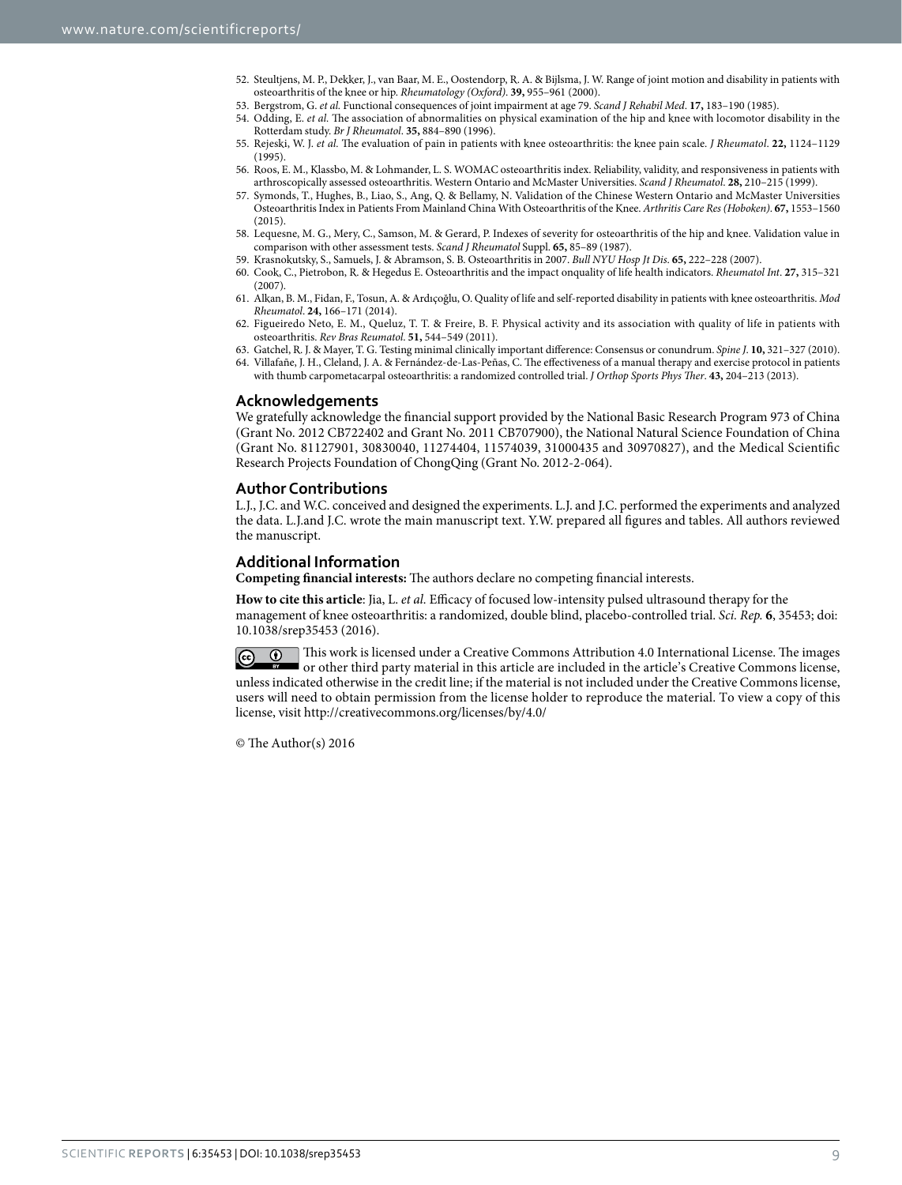52. Steultjens, M. P., Dekker, J., van Baar, M. E., Oostendorp, R. A. & Bijlsma, J. W. Range of joint motion and disability in patients with osteoarthritis of the knee or hip. *Rheumatology (Oxford)*. **39,** 955–961 (2000).
53. Bergstrom, G. *et al.* Functional consequences of joint impairment at age 79. *Scand J Rehabil Med*. **17,** 183–190 (1985).
54. Odding, E. *et al.* The association of abnormalities on physical examination of the hip and knee with locomotor disability in the Rotterdam study. *Br J Rheumatol*. **35,** 884–890 (1996).
55. Rejeski, W. J. *et al.* The evaluation of pain in patients with knee osteoarthritis: the knee pain scale. *J Rheumatol*. **22,** 1124–1129 (1995).
56. Roos, E. M., Klassbo, M. & Lohmander, L. S. WOMAC osteoarthritis index. Reliability, validity, and responsiveness in patients with arthroscopically assessed osteoarthritis. Western Ontario and McMaster Universities. *Scand J Rheumatol*. **28,** 210–215 (1999).
57. Symonds, T., Hughes, B., Liao, S., Ang, Q. & Bellamy, N. Validation of the Chinese Western Ontario and McMaster Universities Osteoarthritis Index in Patients From Mainland China With Osteoarthritis of the Knee. *Arthritis Care Res (Hoboken)*. **67,** 1553–1560 (2015).
58. Lequesne, M. G., Mery, C., Samson, M. & Gerard, P. Indexes of severity for osteoarthritis of the hip and knee. Validation value in comparison with other assessment tests. *Scand J Rheumatol* Suppl. **65,** 85–89 (1987).
59. Krasnokutsky, S., Samuels, J. & Abramson, S. B. Osteoarthritis in 2007. *Bull NYU Hosp Jt Dis*. **65,** 222–228 (2007).
60. Cook, C., Pietrobon, R. & Hegedus E. Osteoarthritis and the impact onquality of life health indicators. *Rheumatol Int*. **27,** 315–321 (2007).
61. Alkan, B. M., Fidan, F., Tosun, A. & Ardıçoğlu, O. Quality of life and self-reported disability in patients with knee osteoarthritis. *Mod Rheumatol*. **24,** 166–171 (2014).
62. Figueiredo Neto, E. M., Queluz, T. T. & Freire, B. F. Physical activity and its association with quality of life in patients with osteoarthritis. *Rev Bras Reumatol*. **51,** 544–549 (2011).
63. Gatchel, R. J. & Mayer, T. G. Testing minimal clinically important difference: Consensus or conundrum. *Spine J*. **10,** 321–327 (2010).
64. Villafañe, J. H., Cleland, J. A. & Fernández-de-Las-Peñas, C. The effectiveness of a manual therapy and exercise protocol in patients with thumb carpometacarpal osteoarthritis: a randomized controlled trial. *J Orthop Sports Phys Ther*. **43,** 204–213 (2013).

## Acknowledgements

We gratefully acknowledge the financial support provided by the National Basic Research Program 973 of China (Grant No. 2012 CB722402 and Grant No. 2011 CB707900), the National Natural Science Foundation of China (Grant No. 81127901, 30830040, 11274404, 11574039, 31000435 and 30970827), and the Medical Scientific Research Projects Foundation of ChongQing (Grant No. 2012-2-064).

## Author Contributions

L.J., J.C. and W.C. conceived and designed the experiments. L.J. and J.C. performed the experiments and analyzed the data. L.J.and J.C. wrote the main manuscript text. Y.W. prepared all figures and tables. All authors reviewed the manuscript.

## Additional Information

**Competing financial interests:** The authors declare no competing financial interests.

**How to cite this article**: Jia, L. *et al.* Efficacy of focused low-intensity pulsed ultrasound therapy for the management of knee osteoarthritis: a randomized, double blind, placebo-controlled trial. *Sci. Rep.* **6**, 35453; doi: 10.1038/srep35453 (2016).

This work is licensed under a Creative Commons Attribution 4.0 International License. The images or other third party material in this article are included in the article's Creative Commons license, unless indicated otherwise in the credit line; if the material is not included under the Creative Commons license, users will need to obtain permission from the license holder to reproduce the material. To view a copy of this license, visit http://creativecommons.org/licenses/by/4.0/

© The Author(s) 2016